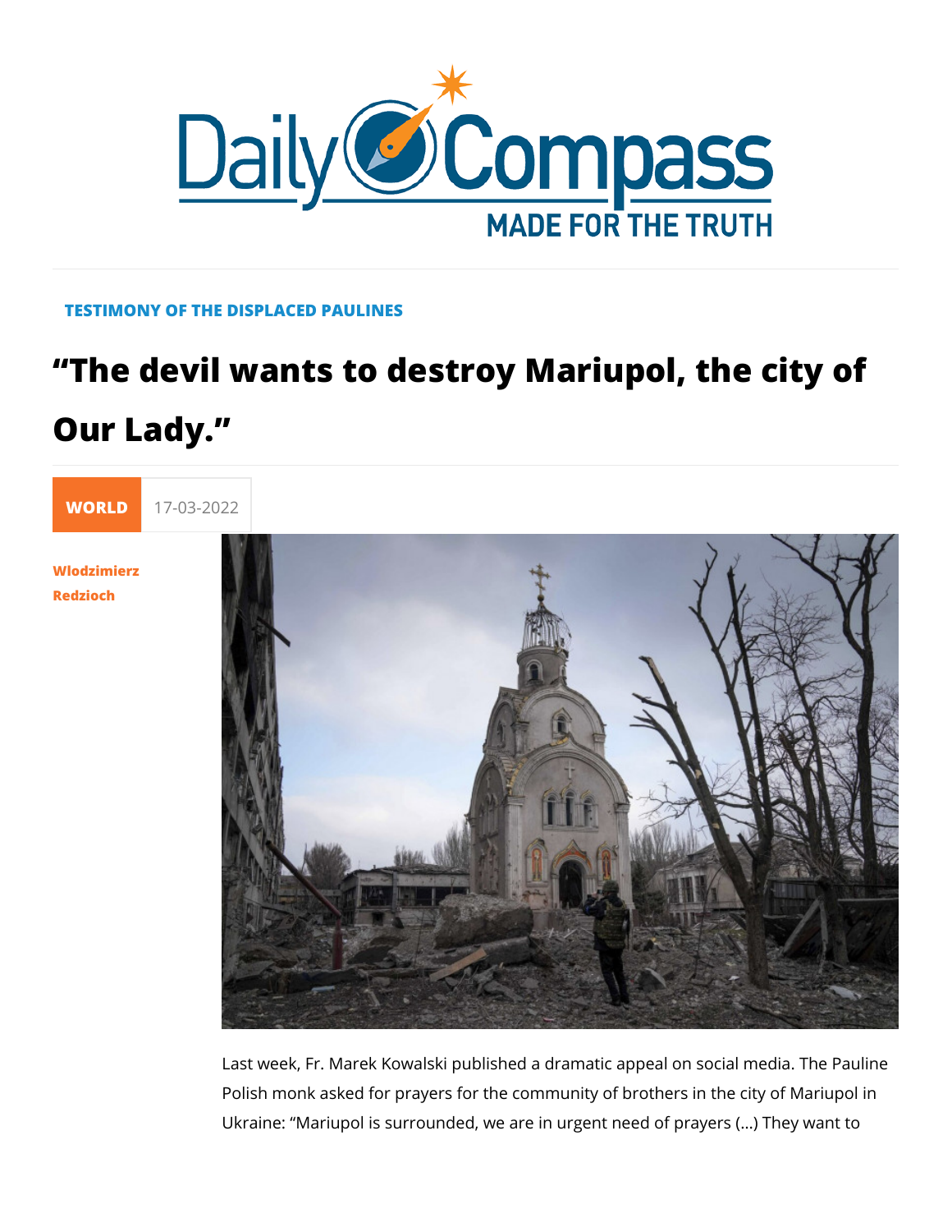TESTIMONY OF THE DISPLACED PAULINES

# "The devil wants to destroy Mariupol, the city of Our Lady."

WORLD 17-03-2022

Wlodzimierz Redzioch

Last week, Fr. Marek Kowalski published a dramatic appeal on social media. The Pauline Polish monk asked for prayers for the community of brothers in the city of Mariupol in Ukraine: "Mariupol is surrounded, we are in urgent need of prayers (...) They want to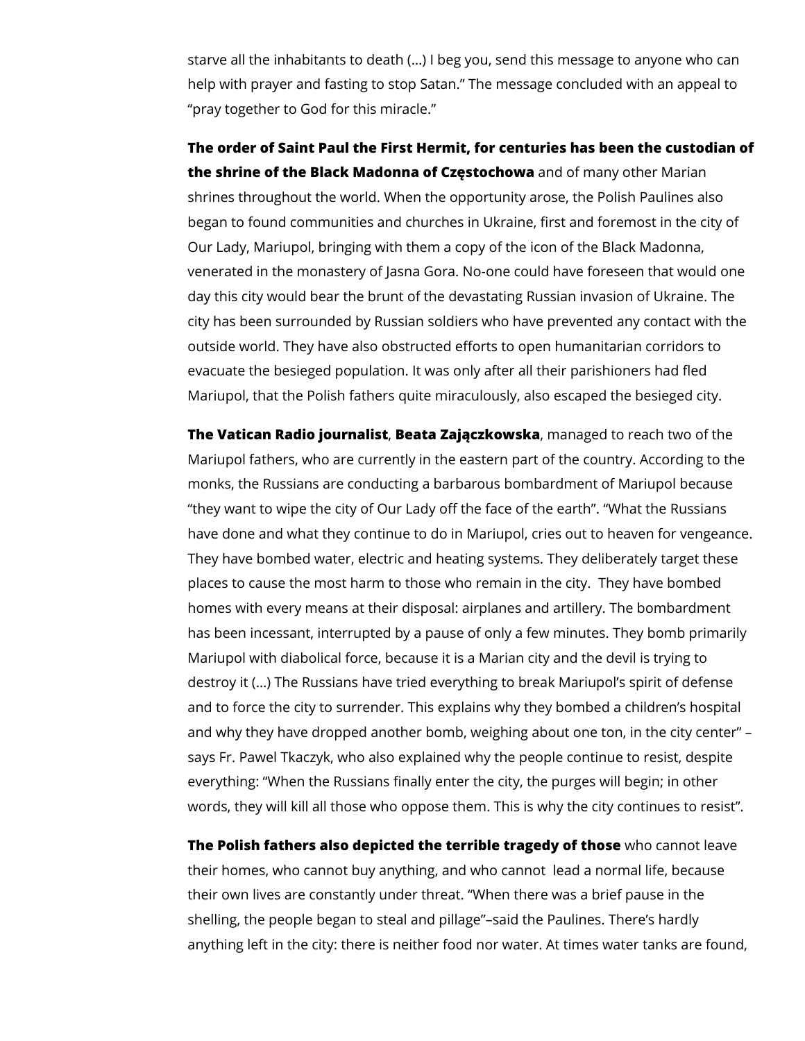starve all the inhabitants to death (…) I beg you, send this message to anyone who can help with prayer and fasting to stop Satan." The message concluded with an appeal to "pray together to God for this miracle."

**The order of Saint Paul the First Hermit, for centuries has been the custodian of the shrine of the Black Madonna of Częstochowa** and of many other Marian shrines throughout the world. When the opportunity arose, the Polish Paulines also began to found communities and churches in Ukraine, first and foremost in the city of Our Lady, Mariupol, bringing with them a copy of the icon of the Black Madonna, venerated in the monastery of Jasna Gora. No-one could have foreseen that would one day this city would bear the brunt of the devastating Russian invasion of Ukraine. The city has been surrounded by Russian soldiers who have prevented any contact with the outside world. They have also obstructed efforts to open humanitarian corridors to evacuate the besieged population. It was only after all their parishioners had fled Mariupol, that the Polish fathers quite miraculously, also escaped the besieged city.

**The Vatican Radio journalist**, **Beata Zajączkowska**, managed to reach two of the Mariupol fathers, who are currently in the eastern part of the country. According to the monks, the Russians are conducting a barbarous bombardment of Mariupol because "they want to wipe the city of Our Lady off the face of the earth". "What the Russians have done and what they continue to do in Mariupol, cries out to heaven for vengeance. They have bombed water, electric and heating systems. They deliberately target these places to cause the most harm to those who remain in the city. They have bombed homes with every means at their disposal: airplanes and artillery. The bombardment has been incessant, interrupted by a pause of only a few minutes. They bomb primarily Mariupol with diabolical force, because it is a Marian city and the devil is trying to destroy it (…) The Russians have tried everything to break Mariupol's spirit of defense and to force the city to surrender. This explains why they bombed a children's hospital and why they have dropped another bomb, weighing about one ton, in the city center" – says Fr. Pawel Tkaczyk, who also explained why the people continue to resist, despite everything: "When the Russians finally enter the city, the purges will begin; in other words, they will kill all those who oppose them. This is why the city continues to resist".

**The Polish fathers also depicted the terrible tragedy of those** who cannot leave their homes, who cannot buy anything, and who cannot lead a normal life, because their own lives are constantly under threat. "When there was a brief pause in the shelling, the people began to steal and pillage"–said the Paulines. There's hardly anything left in the city: there is neither food nor water. At times water tanks are found,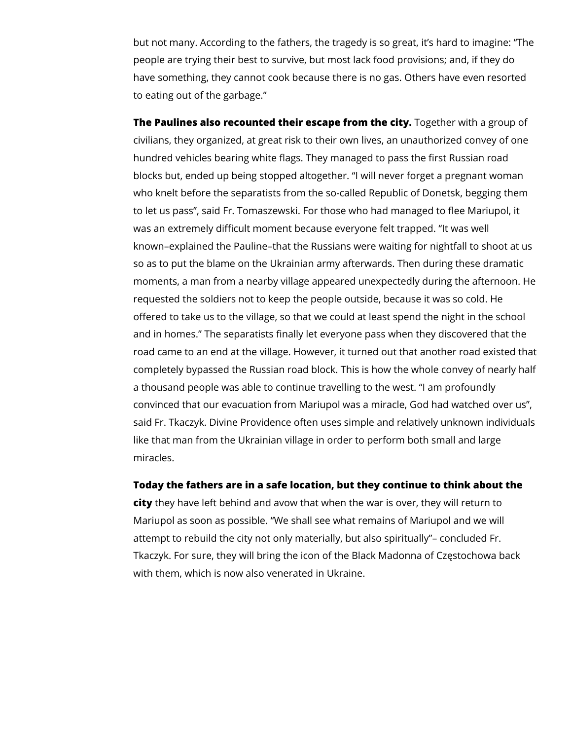but not many. According to the fathers, the tragedy is so great, it's hard to imagine: "The people are trying their best to survive, but most lack food provisions; and, if they do have something, they cannot cook because there is no gas. Others have even resorted to eating out of the garbage."

**The Paulines also recounted their escape from the city.** Together with a group of civilians, they organized, at great risk to their own lives, an unauthorized convey of one hundred vehicles bearing white flags. They managed to pass the first Russian road blocks but, ended up being stopped altogether. "I will never forget a pregnant woman who knelt before the separatists from the so-called Republic of Donetsk, begging them to let us pass", said Fr. Tomaszewski. For those who had managed to flee Mariupol, it was an extremely difficult moment because everyone felt trapped. "It was well known–explained the Pauline–that the Russians were waiting for nightfall to shoot at us so as to put the blame on the Ukrainian army afterwards. Then during these dramatic moments, a man from a nearby village appeared unexpectedly during the afternoon. He requested the soldiers not to keep the people outside, because it was so cold. He offered to take us to the village, so that we could at least spend the night in the school and in homes." The separatists finally let everyone pass when they discovered that the road came to an end at the village. However, it turned out that another road existed that completely bypassed the Russian road block. This is how the whole convey of nearly half a thousand people was able to continue travelling to the west. "I am profoundly convinced that our evacuation from Mariupol was a miracle, God had watched over us", said Fr. Tkaczyk. Divine Providence often uses simple and relatively unknown individuals like that man from the Ukrainian village in order to perform both small and large miracles.

**Today the fathers are in a safe location, but they continue to think about the city** they have left behind and avow that when the war is over, they will return to Mariupol as soon as possible. "We shall see what remains of Mariupol and we will attempt to rebuild the city not only materially, but also spiritually"– concluded Fr. Tkaczyk. For sure, they will bring the icon of the Black Madonna of Częstochowa back with them, which is now also venerated in Ukraine.